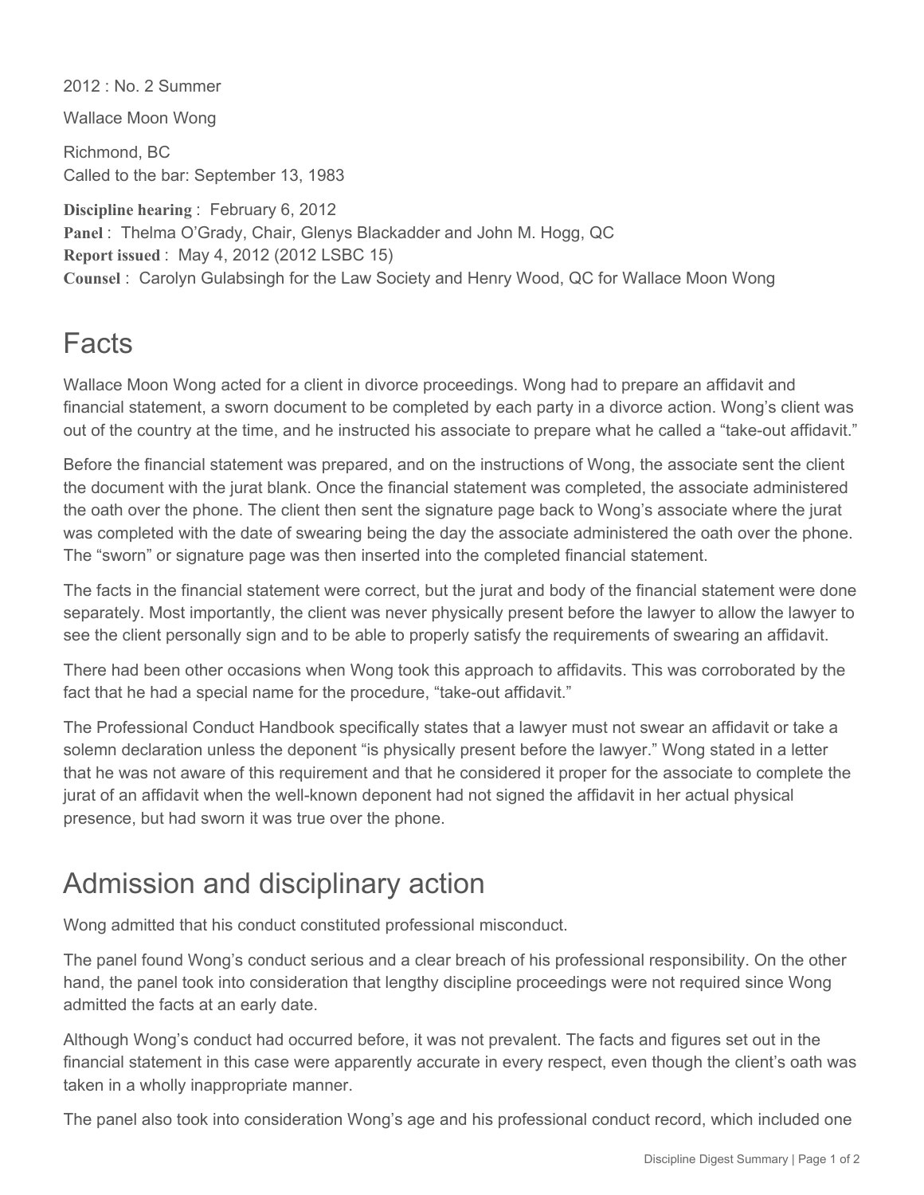2012 : No. 2 Summer

Wallace Moon Wong

Richmond, BC
Called to the bar: September 13, 1983

**Discipline hearing** : February 6, 2012
**Panel** : Thelma O'Grady, Chair, Glenys Blackadder and John M. Hogg, QC
**Report issued** : May 4, 2012 (2012 LSBC 15)
**Counsel** : Carolyn Gulabsingh for the Law Society and Henry Wood, QC for Wallace Moon Wong

## Facts

Wallace Moon Wong acted for a client in divorce proceedings. Wong had to prepare an affidavit and financial statement, a sworn document to be completed by each party in a divorce action. Wong's client was out of the country at the time, and he instructed his associate to prepare what he called a "take-out affidavit."

Before the financial statement was prepared, and on the instructions of Wong, the associate sent the client the document with the jurat blank. Once the financial statement was completed, the associate administered the oath over the phone. The client then sent the signature page back to Wong's associate where the jurat was completed with the date of swearing being the day the associate administered the oath over the phone. The "sworn" or signature page was then inserted into the completed financial statement.

The facts in the financial statement were correct, but the jurat and body of the financial statement were done separately. Most importantly, the client was never physically present before the lawyer to allow the lawyer to see the client personally sign and to be able to properly satisfy the requirements of swearing an affidavit.

There had been other occasions when Wong took this approach to affidavits. This was corroborated by the fact that he had a special name for the procedure, "take-out affidavit."

The Professional Conduct Handbook specifically states that a lawyer must not swear an affidavit or take a solemn declaration unless the deponent "is physically present before the lawyer." Wong stated in a letter that he was not aware of this requirement and that he considered it proper for the associate to complete the jurat of an affidavit when the well-known deponent had not signed the affidavit in her actual physical presence, but had sworn it was true over the phone.

## Admission and disciplinary action

Wong admitted that his conduct constituted professional misconduct.

The panel found Wong's conduct serious and a clear breach of his professional responsibility. On the other hand, the panel took into consideration that lengthy discipline proceedings were not required since Wong admitted the facts at an early date.

Although Wong's conduct had occurred before, it was not prevalent. The facts and figures set out in the financial statement in this case were apparently accurate in every respect, even though the client's oath was taken in a wholly inappropriate manner.

The panel also took into consideration Wong's age and his professional conduct record, which included one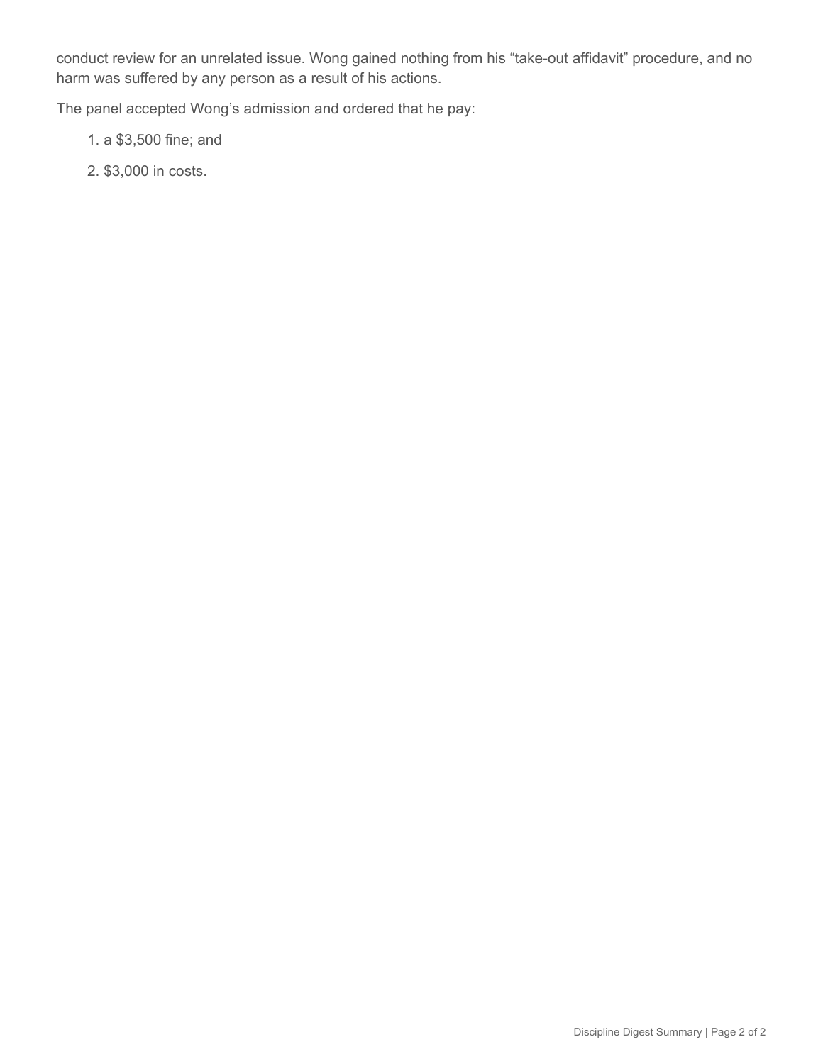conduct review for an unrelated issue. Wong gained nothing from his “take-out affidavit” procedure, and no harm was suffered by any person as a result of his actions.

The panel accepted Wong’s admission and ordered that he pay:

1. a $3,500 fine; and
2. $3,000 in costs.